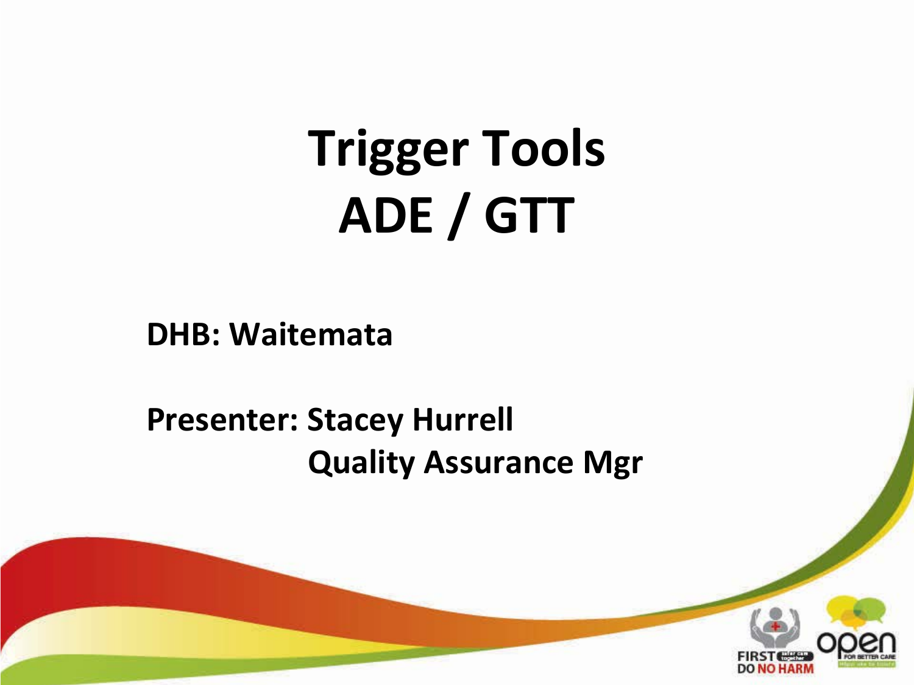# Trigger Tools ADE / GTT

**DHB: Waitemata**

**Presenter: Stacey Hurrell**
**Quality Assurance Mgr**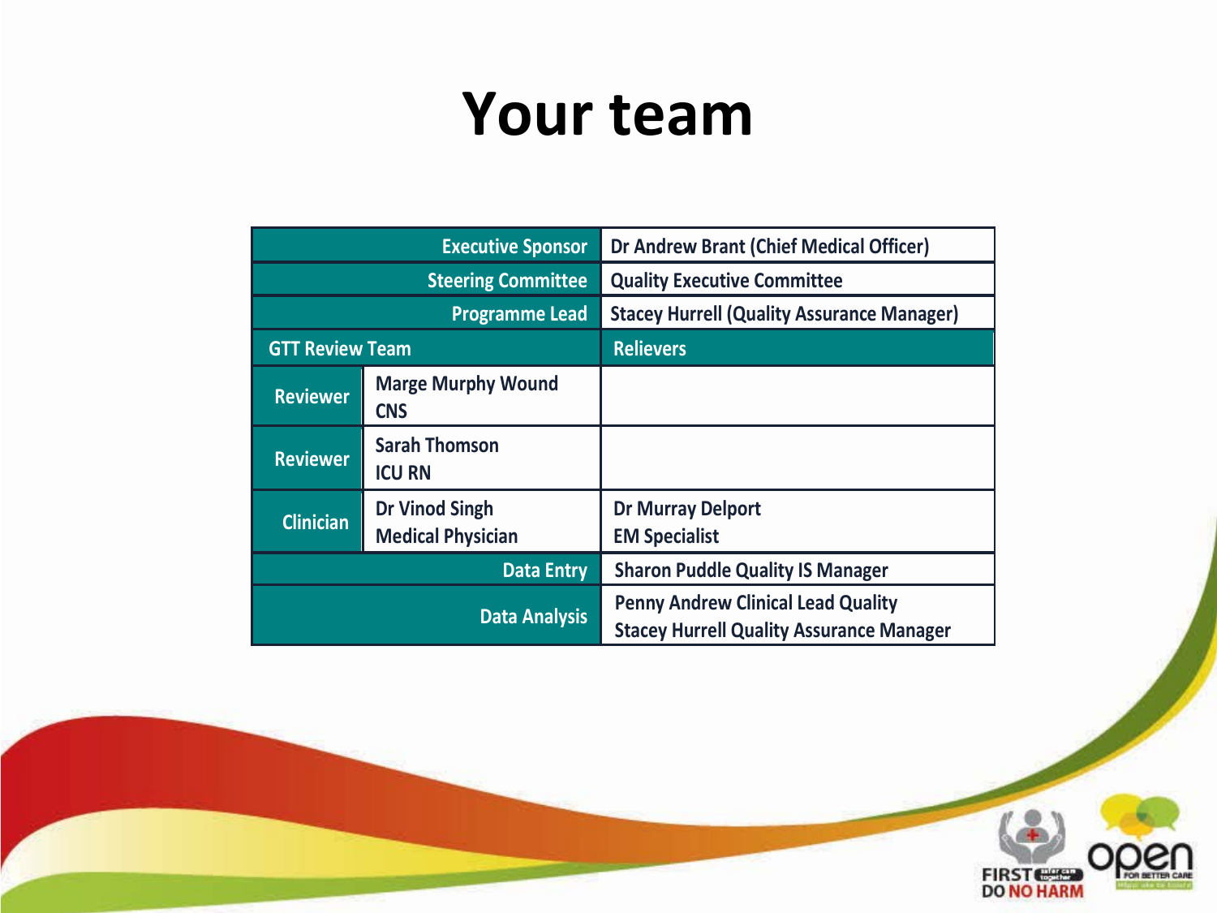# Your team

| | | |
|---|---|---|
| Executive Sponsor | | Dr Andrew Brant (Chief Medical Officer) |
| Steering Committee | | Quality Executive Committee |
| Programme Lead | | Stacey Hurrell (Quality Assurance Manager) |
| GTT Review Team | | Relievers |
| Reviewer | Marge Murphy Wound CNS | |
| Reviewer | Sarah Thomson ICU RN | |
| Clinician | Dr Vinod Singh Medical Physician | Dr Murray Delport EM Specialist |
| Data Entry | | Sharon Puddle Quality IS Manager |
| Data Analysis | | Penny Andrew Clinical Lead Quality<br>Stacey Hurrell Quality Assurance Manager |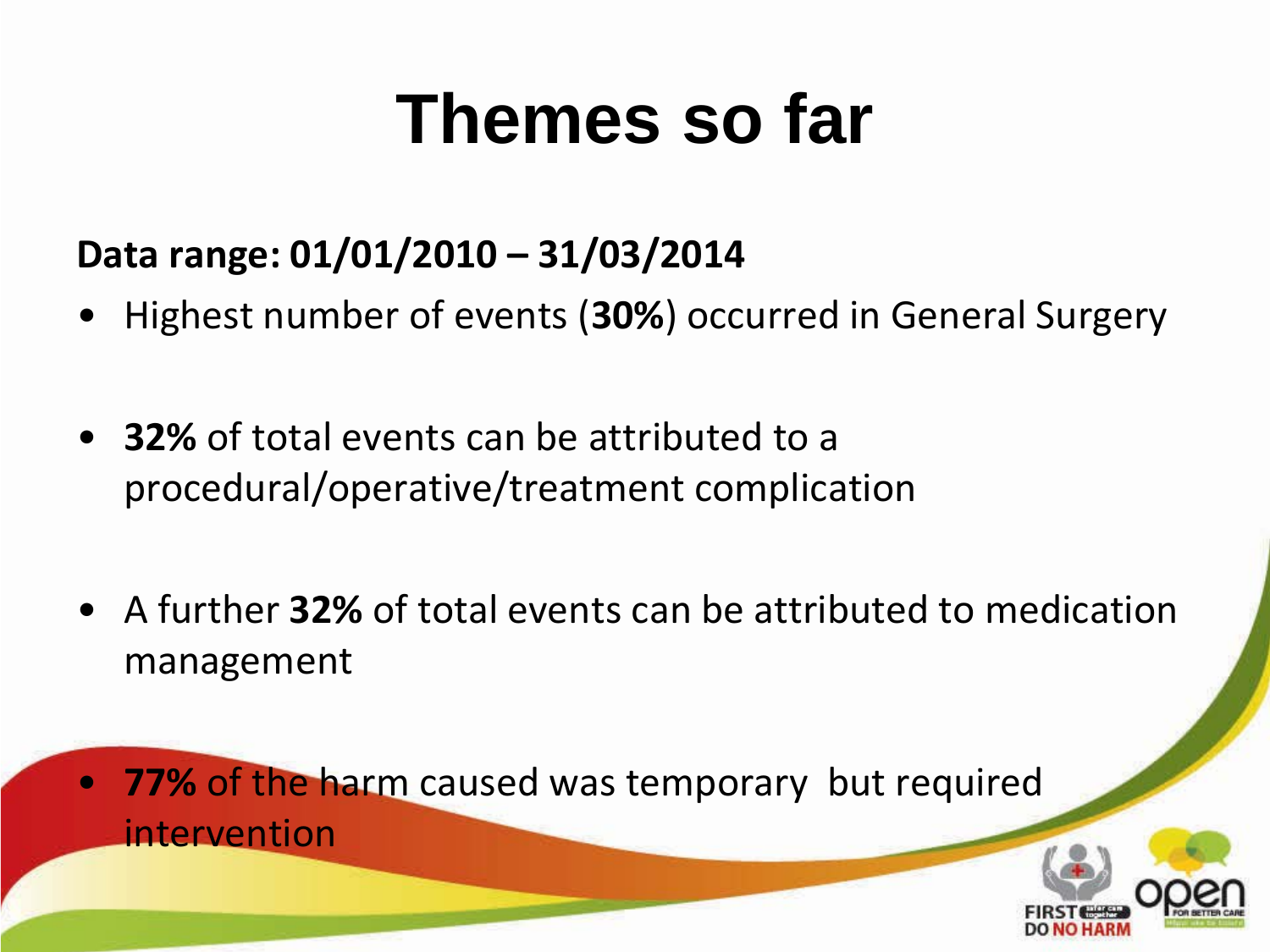# Themes so far

**Data range: 01/01/2010 – 31/03/2014**

- Highest number of events (**30%**) occurred in General Surgery
- **32%** of total events can be attributed to a procedural/operative/treatment complication
- A further **32%** of total events can be attributed to medication management
- **77%** of the harm caused was temporary but required intervention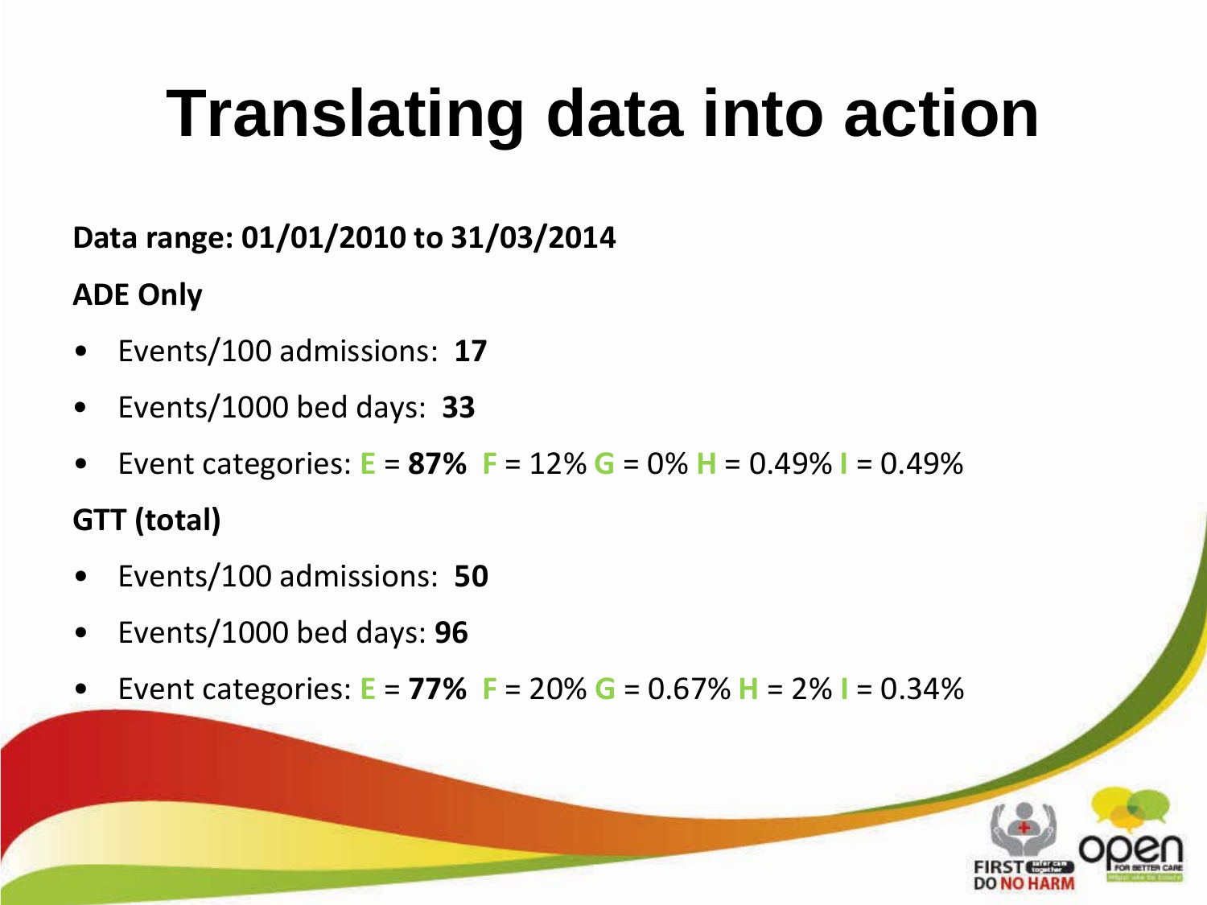# Translating data into action

**Data range: 01/01/2010 to 31/03/2014**

**ADE Only**

- Events/100 admissions: **17**
- Events/1000 bed days: **33**
- Event categories: E = **87%** F = 12% G = 0% H = 0.49% I = 0.49%

**GTT (total)**

- Events/100 admissions: **50**
- Events/1000 bed days: **96**
- Event categories: E = **77%** F = 20% G = 0.67% H = 2% I = 0.34%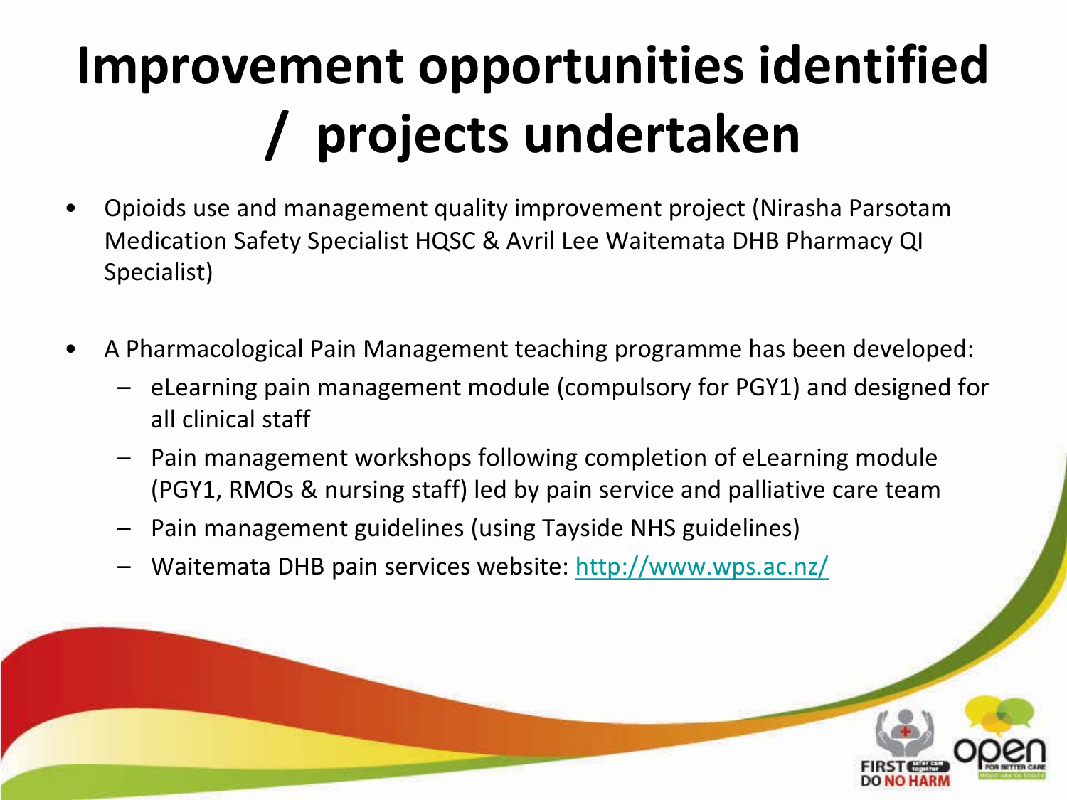# Improvement opportunities identified / projects undertaken

- Opioids use and management quality improvement project (Nirasha Parsotam Medication Safety Specialist HQSC & Avril Lee Waitemata DHB Pharmacy QI Specialist)

- A Pharmacological Pain Management teaching programme has been developed:
  - eLearning pain management module (compulsory for PGY1) and designed for all clinical staff
  - Pain management workshops following completion of eLearning module (PGY1, RMOs & nursing staff) led by pain service and palliative care team
  - Pain management guidelines (using Tayside NHS guidelines)
  - Waitemata DHB pain services website: http://www.wps.ac.nz/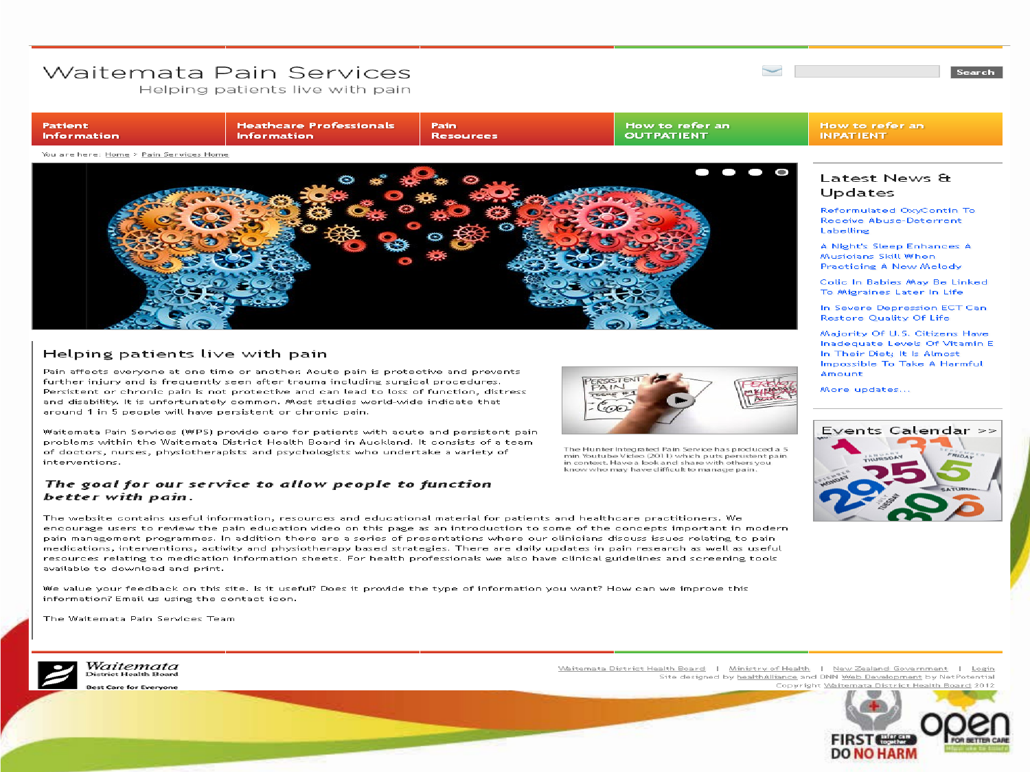# Waitemata Pain Services

Helping patients live with pain

Search

Patient Information | Heathcare Professionals Information | Pain Resources | How to refer an OUTPATIENT | How to refer an INPATIENT

You are here: Home > Pain Services Home

## Helping patients live with pain

Pain affects everyone at one time or another. Acute pain is protective and prevents further injury and is frequently seen after trauma including surgical procedures. Persistent or chronic pain is not protective and can lead to loss of function, distress and disability. It is unfortunately common. Most studies world-wide indicate that around 1 in 5 people will have persistent or chronic pain.

Waitemata Pain Services (WPS) provide care for patients with acute and persistent pain problems within the Waitemata District Health Board in Auckland. It consists of a team of doctors, nurses, physiotherapists and psychologists who undertake a variety of interventions.

***The goal for our service to allow people to function better with pain.***

The Hunter Integrated Pain Service has produced a 5 min Youtube Video (2011) which puts persistent pain in context. Have a look and share with others you know who may have difficult to manage pain.

The website contains useful information, resources and educational material for patients and healthcare practitioners. We encourage users to review the pain education video on this page as an introduction to some of the concepts important in modern pain management programmes. In addition there are a series of presentations where our clinicians discuss issues relating to pain medications, interventions, activity and physiotherapy based strategies. There are daily updates in pain research as well as useful resources relating to medication information sheets. For health professionals we also have clinical guidelines and screening tools available to download and print.

We value your feedback on this site. Is it useful? Does it provide the type of information you want? How can we improve this information? Email us using the contact icon.

The Waitemata Pain Services Team

## Latest News & Updates

- Reformulated OxyContin To Receive Abuse-Deterrent Labelling
- A Night's Sleep Enhances A Musicians Skill When Practicing A New Melody
- Colic In Babies May Be Linked To Migraines Later In Life
- In Severe Depression ECT Can Restore Quality Of Life
- Majority Of U.S. Citizens Have Inadequate Levels Of Vitamin E In Their Diet; It Is Almost Impossible To Take A Harmful Amount

More updates...

## Events Calendar >>

Waitemata District Health Board — Best Care for Everyone

Waitemata District Health Board | Ministry of Health | New Zealand Government | Login

Site designed by healthAlliance and DNN Web Development by NetPotential

Copyright Waitemata District Health Board 2012

FIRST DO NO HARM — open FOR BETTER CARE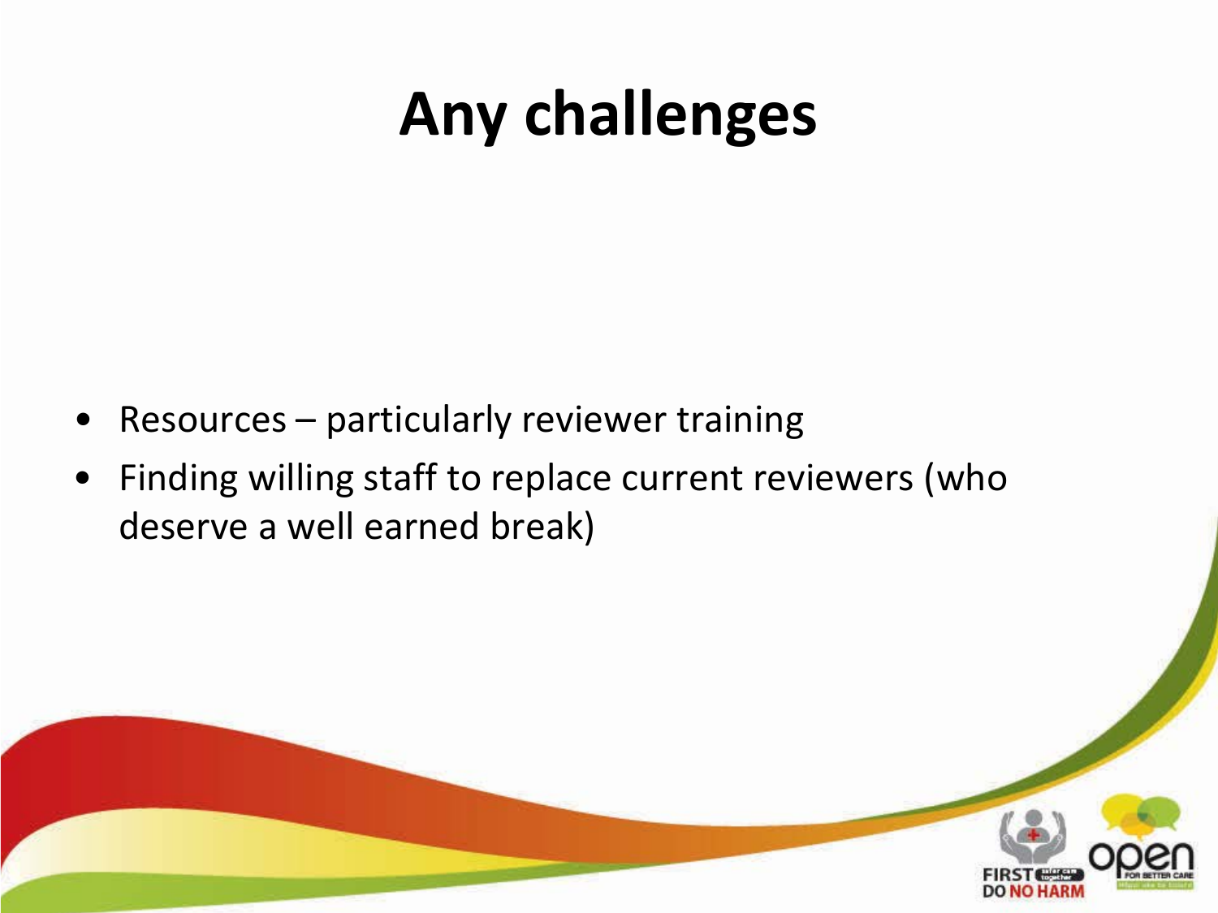# Any challenges

- Resources – particularly reviewer training
- Finding willing staff to replace current reviewers (who deserve a well earned break)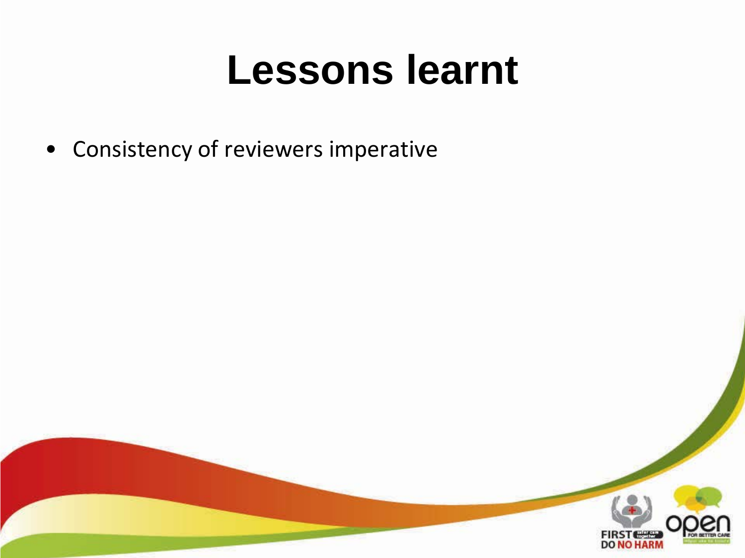# Lessons learnt

- Consistency of reviewers imperative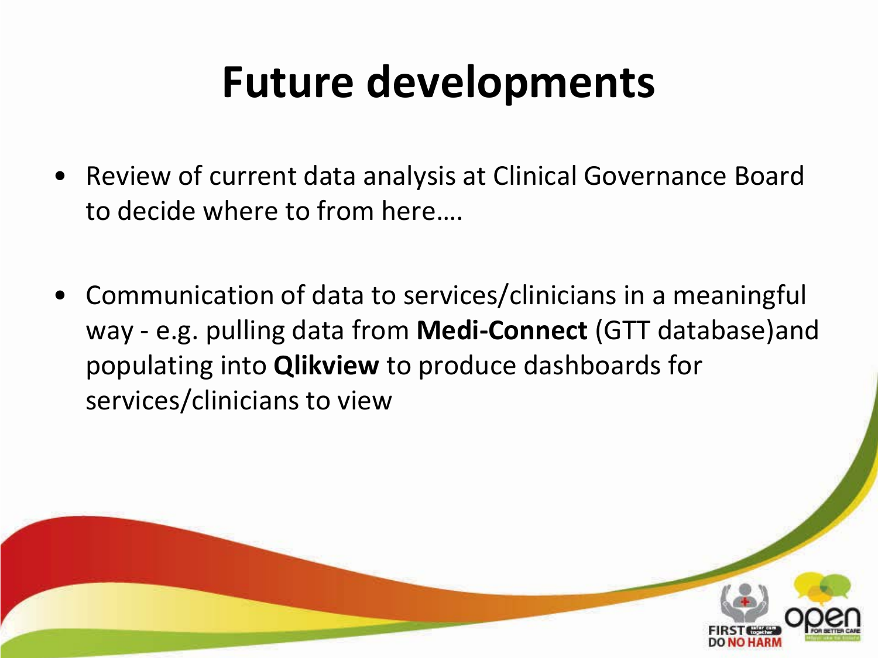# Future developments

- Review of current data analysis at Clinical Governance Board to decide where to from here….
- Communication of data to services/clinicians in a meaningful way - e.g. pulling data from **Medi-Connect** (GTT database)and populating into **Qlikview** to produce dashboards for services/clinicians to view